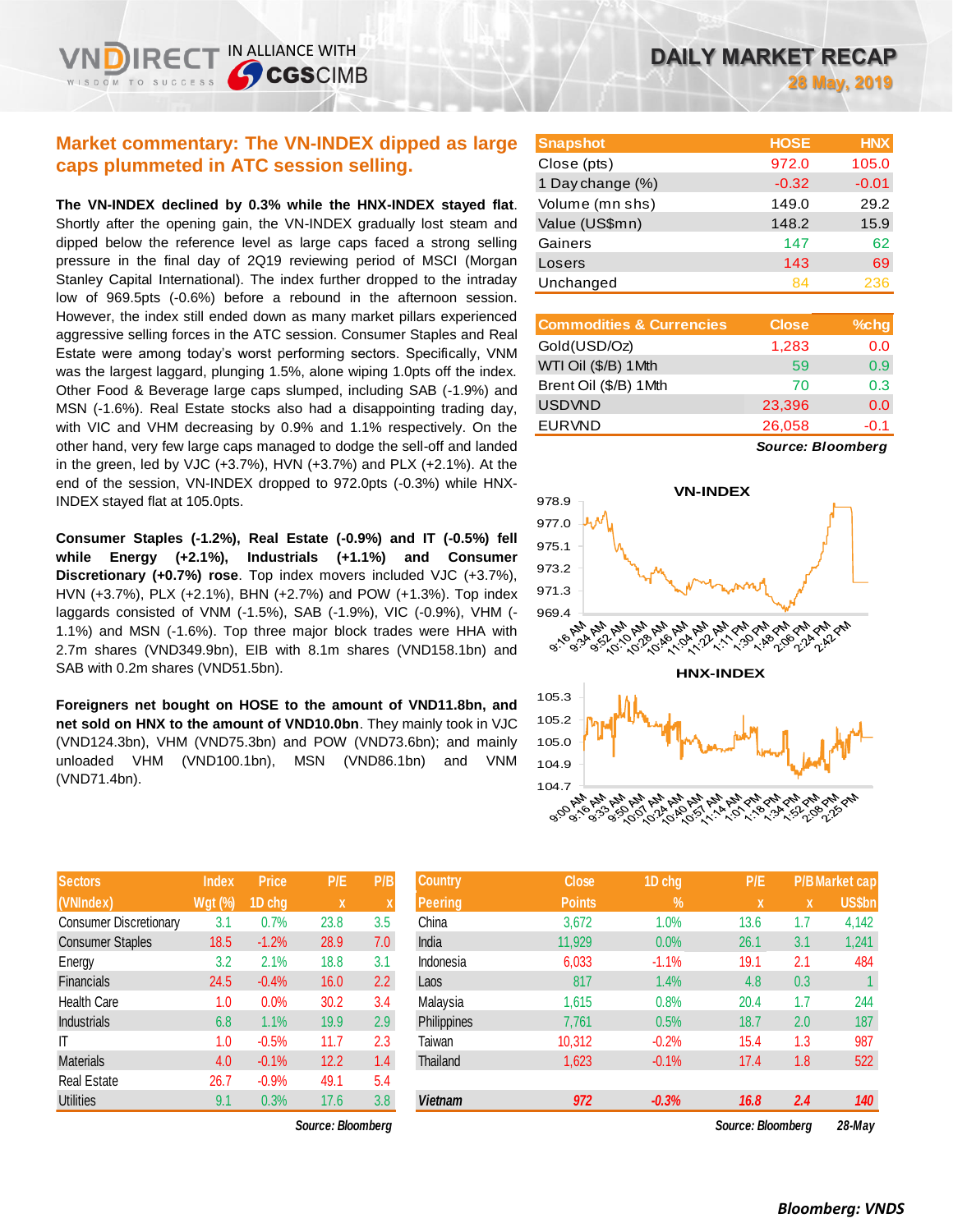# DAILY MARKET RECAP

**28 May, 2019**

## Market commentary: The VN-INDEX dipped as large caps plummeted in ATC session selling.

**The VN-INDEX declined by 0.3% while the HNX-INDEX stayed flat**. Shortly after the opening gain, the VN-INDEX gradually lost steam and dipped below the reference level as large caps faced a strong selling pressure in the final day of 2Q19 reviewing period of MSCI (Morgan Stanley Capital International). The index further dropped to the intraday low of 969.5pts (-0.6%) before a rebound in the afternoon session. However, the index still ended down as many market pillars experienced aggressive selling forces in the ATC session. Consumer Staples and Real Estate were among today's worst performing sectors. Specifically, VNM was the largest laggard, plunging 1.5%, alone wiping 1.0pts off the index. Other Food & Beverage large caps slumped, including SAB (-1.9%) and MSN (-1.6%). Real Estate stocks also had a disappointing trading day, with VIC and VHM decreasing by 0.9% and 1.1% respectively. On the other hand, very few large caps managed to dodge the sell-off and landed in the green, led by VJC (+3.7%), HVN (+3.7%) and PLX (+2.1%). At the end of the session, VN-INDEX dropped to 972.0pts (-0.3%) while HNX-INDEX stayed flat at 105.0pts.

**Consumer Staples (-1.2%), Real Estate (-0.9%) and IT (-0.5%) fell while Energy (+2.1%), Industrials (+1.1%) and Consumer Discretionary (+0.7%) rose**. Top index movers included VJC (+3.7%), HVN (+3.7%), PLX (+2.1%), BHN (+2.7%) and POW (+1.3%). Top index laggards consisted of VNM (-1.5%), SAB (-1.9%), VIC (-0.9%), VHM (-1.1%) and MSN (-1.6%). Top three major block trades were HHA with 2.7m shares (VND349.9bn), EIB with 8.1m shares (VND158.1bn) and SAB with 0.2m shares (VND51.5bn).

**Foreigners net bought on HOSE to the amount of VND11.8bn, and net sold on HNX to the amount of VND10.0bn**. They mainly took in VJC (VND124.3bn), VHM (VND75.3bn) and POW (VND73.6bn); and mainly unloaded VHM (VND100.1bn), MSN (VND86.1bn) and VNM (VND71.4bn).

| Snapshot | HOSE | HNX |
|---|---|---|
| Close (pts) | 972.0 | 105.0 |
| 1 Day change (%) | -0.32 | -0.01 |
| Volume (mn shs) | 149.0 | 29.2 |
| Value (US$mn) | 148.2 | 15.9 |
| Gainers | 147 | 62 |
| Losers | 143 | 69 |
| Unchanged | 84 | 236 |

| Commodities & Currencies | Close | %chg |
|---|---|---|
| Gold(USD/Oz) | 1,283 | 0.0 |
| WTI Oil ($/B) 1Mth | 59 | 0.9 |
| Brent Oil ($/B) 1Mth | 70 | 0.3 |
| USDVND | 23,396 | 0.0 |
| EURVND | 26,058 | -0.1 |

*Source: Bloomberg*

| Sectors (VNIndex) | Index Wgt (%) | Price 1D chg | P/E x | P/B x |
|---|---|---|---|---|
| Consumer Discretionary | 3.1 | 0.7% | 23.8 | 3.5 |
| Consumer Staples | 18.5 | -1.2% | 28.9 | 7.0 |
| Energy | 3.2 | 2.1% | 18.8 | 3.1 |
| Financials | 24.5 | -0.4% | 16.0 | 2.2 |
| Health Care | 1.0 | 0.0% | 30.2 | 3.4 |
| Industrials | 6.8 | 1.1% | 19.9 | 2.9 |
| IT | 1.0 | -0.5% | 11.7 | 2.3 |
| Materials | 4.0 | -0.1% | 12.2 | 1.4 |
| Real Estate | 26.7 | -0.9% | 49.1 | 5.4 |
| Utilities | 9.1 | 0.3% | 17.6 | 3.8 |

*Source: Bloomberg*

| Country Peering | Close Points | 1D chg % | P/E x | P/B x | Market cap US$bn |
|---|---|---|---|---|---|
| China | 3,672 | 1.0% | 13.6 | 1.7 | 4,142 |
| India | 11,929 | 0.0% | 26.1 | 3.1 | 1,241 |
| Indonesia | 6,033 | -1.1% | 19.1 | 2.1 | 484 |
| Laos | 817 | 1.4% | 4.8 | 0.3 | 1 |
| Malaysia | 1,615 | 0.8% | 20.4 | 1.7 | 244 |
| Philippines | 7,761 | 0.5% | 18.7 | 2.0 | 187 |
| Taiwan | 10,312 | -0.2% | 15.4 | 1.3 | 987 |
| Thailand | 1,623 | -0.1% | 17.4 | 1.8 | 522 |
| ***Vietnam*** | ***972*** | ***-0.3%*** | ***16.8*** | ***2.4*** | ***140*** |

*Source: Bloomberg 28-May*

***Bloomberg: VNDS***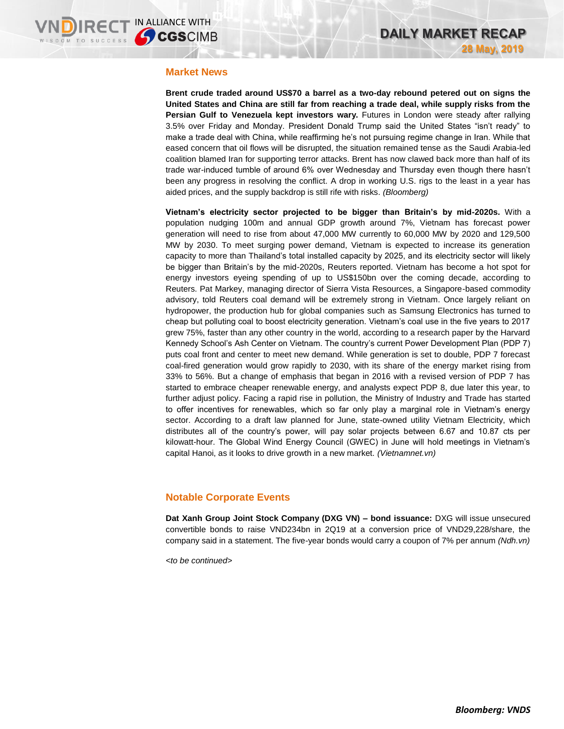## Market News

**Brent crude traded around US$70 a barrel as a two-day rebound petered out on signs the United States and China are still far from reaching a trade deal, while supply risks from the Persian Gulf to Venezuela kept investors wary.** Futures in London were steady after rallying 3.5% over Friday and Monday. President Donald Trump said the United States "isn't ready" to make a trade deal with China, while reaffirming he's not pursuing regime change in Iran. While that eased concern that oil flows will be disrupted, the situation remained tense as the Saudi Arabia-led coalition blamed Iran for supporting terror attacks. Brent has now clawed back more than half of its trade war-induced tumble of around 6% over Wednesday and Thursday even though there hasn't been any progress in resolving the conflict. A drop in working U.S. rigs to the least in a year has aided prices, and the supply backdrop is still rife with risks. *(Bloomberg)*

**Vietnam's electricity sector projected to be bigger than Britain's by mid-2020s.** With a population nudging 100m and annual GDP growth around 7%, Vietnam has forecast power generation will need to rise from about 47,000 MW currently to 60,000 MW by 2020 and 129,500 MW by 2030. To meet surging power demand, Vietnam is expected to increase its generation capacity to more than Thailand's total installed capacity by 2025, and its electricity sector will likely be bigger than Britain's by the mid-2020s, Reuters reported. Vietnam has become a hot spot for energy investors eyeing spending of up to US$150bn over the coming decade, according to Reuters. Pat Markey, managing director of Sierra Vista Resources, a Singapore-based commodity advisory, told Reuters coal demand will be extremely strong in Vietnam. Once largely reliant on hydropower, the production hub for global companies such as Samsung Electronics has turned to cheap but polluting coal to boost electricity generation. Vietnam's coal use in the five years to 2017 grew 75%, faster than any other country in the world, according to a research paper by the Harvard Kennedy School's Ash Center on Vietnam. The country's current Power Development Plan (PDP 7) puts coal front and center to meet new demand. While generation is set to double, PDP 7 forecast coal-fired generation would grow rapidly to 2030, with its share of the energy market rising from 33% to 56%. But a change of emphasis that began in 2016 with a revised version of PDP 7 has started to embrace cheaper renewable energy, and analysts expect PDP 8, due later this year, to further adjust policy. Facing a rapid rise in pollution, the Ministry of Industry and Trade has started to offer incentives for renewables, which so far only play a marginal role in Vietnam's energy sector. According to a draft law planned for June, state-owned utility Vietnam Electricity, which distributes all of the country's power, will pay solar projects between 6.67 and 10.87 cts per kilowatt-hour. The Global Wind Energy Council (GWEC) in June will hold meetings in Vietnam's capital Hanoi, as it looks to drive growth in a new market. *(Vietnamnet.vn)*

## Notable Corporate Events

**Dat Xanh Group Joint Stock Company (DXG VN) – bond issuance:** DXG will issue unsecured convertible bonds to raise VND234bn in 2Q19 at a conversion price of VND29,228/share, the company said in a statement. The five-year bonds would carry a coupon of 7% per annum *(Ndh.vn)*

*<to be continued>*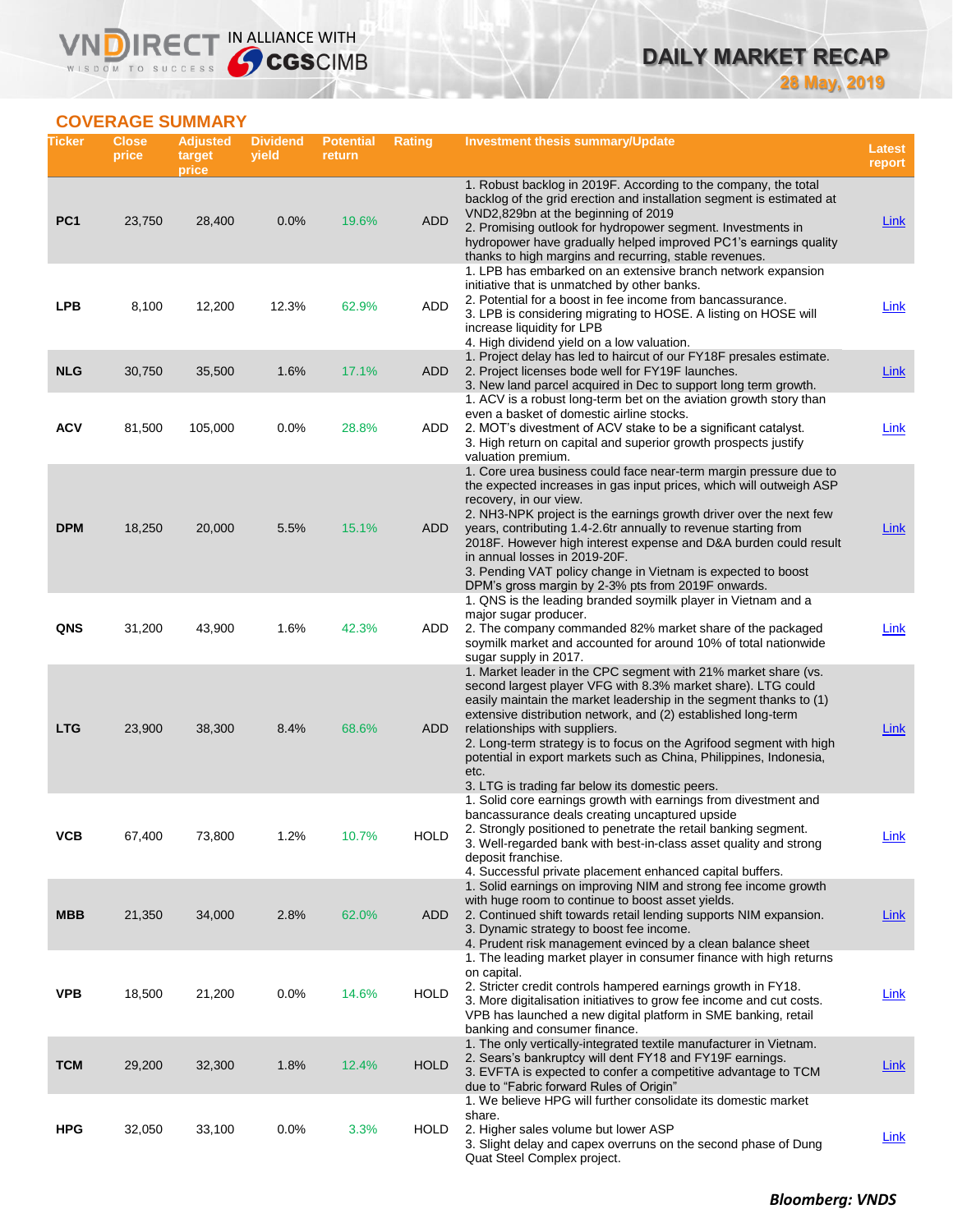## COVERAGE SUMMARY

| Ticker | Close price | Adjusted target price | Dividend yield | Potential return | Rating | Investment thesis summary/Update | Latest report |
|---|---|---|---|---|---|---|---|
| PC1 | 23,750 | 28,400 | 0.0% | 19.6% | ADD | 1. Robust backlog in 2019F. According to the company, the total backlog of the grid erection and installation segment is estimated at VND2,829bn at the beginning of 2019<br>2. Promising outlook for hydropower segment. Investments in hydropower have gradually helped improved PC1's earnings quality thanks to high margins and recurring, stable revenues. | Link |
| LPB | 8,100 | 12,200 | 12.3% | 62.9% | ADD | 1. LPB has embarked on an extensive branch network expansion initiative that is unmatched by other banks.<br>2. Potential for a boost in fee income from bancassurance.<br>3. LPB is considering migrating to HOSE. A listing on HOSE will increase liquidity for LPB<br>4. High dividend yield on a low valuation. | Link |
| NLG | 30,750 | 35,500 | 1.6% | 17.1% | ADD | 1. Project delay has led to haircut of our FY18F presales estimate.<br>2. Project licenses bode well for FY19F launches.<br>3. New land parcel acquired in Dec to support long term growth. | Link |
| ACV | 81,500 | 105,000 | 0.0% | 28.8% | ADD | 1. ACV is a robust long-term bet on the aviation growth story than even a basket of domestic airline stocks.<br>2. MOT's divestment of ACV stake to be a significant catalyst.<br>3. High return on capital and superior growth prospects justify valuation premium. | Link |
| DPM | 18,250 | 20,000 | 5.5% | 15.1% | ADD | 1. Core urea business could face near-term margin pressure due to the expected increases in gas input prices, which will outweigh ASP recovery, in our view.<br>2. NH3-NPK project is the earnings growth driver over the next few years, contributing 1.4-2.6tr annually to revenue starting from 2018F. However high interest expense and D&A burden could result in annual losses in 2019-20F.<br>3. Pending VAT policy change in Vietnam is expected to boost DPM's gross margin by 2-3% pts from 2019F onwards. | Link |
| QNS | 31,200 | 43,900 | 1.6% | 42.3% | ADD | 1. QNS is the leading branded soymilk player in Vietnam and a major sugar producer.<br>2. The company commanded 82% market share of the packaged soymilk market and accounted for around 10% of total nationwide sugar supply in 2017. | Link |
| LTG | 23,900 | 38,300 | 8.4% | 68.6% | ADD | 1. Market leader in the CPC segment with 21% market share (vs. second largest player VFG with 8.3% market share). LTG could easily maintain the market leadership in the segment thanks to (1) extensive distribution network, and (2) established long-term relationships with suppliers.<br>2. Long-term strategy is to focus on the Agrifood segment with high potential in export markets such as China, Philippines, Indonesia, etc.<br>3. LTG is trading far below its domestic peers. | Link |
| VCB | 67,400 | 73,800 | 1.2% | 10.7% | HOLD | 1. Solid core earnings growth with earnings from divestment and bancassurance deals creating uncaptured upside<br>2. Strongly positioned to penetrate the retail banking segment.<br>3. Well-regarded bank with best-in-class asset quality and strong deposit franchise.<br>4. Successful private placement enhanced capital buffers. | Link |
| MBB | 21,350 | 34,000 | 2.8% | 62.0% | ADD | 1. Solid earnings on improving NIM and strong fee income growth with huge room to continue to boost asset yields.<br>2. Continued shift towards retail lending supports NIM expansion.<br>3. Dynamic strategy to boost fee income.<br>4. Prudent risk management evinced by a clean balance sheet | Link |
| VPB | 18,500 | 21,200 | 0.0% | 14.6% | HOLD | 1. The leading market player in consumer finance with high returns on capital.<br>2. Stricter credit controls hampered earnings growth in FY18.<br>3. More digitalisation initiatives to grow fee income and cut costs. VPB has launched a new digital platform in SME banking, retail banking and consumer finance. | Link |
| TCM | 29,200 | 32,300 | 1.8% | 12.4% | HOLD | 1. The only vertically-integrated textile manufacturer in Vietnam.<br>2. Sears's bankruptcy will dent FY18 and FY19F earnings.<br>3. EVFTA is expected to confer a competitive advantage to TCM due to "Fabric forward Rules of Origin" | Link |
| HPG | 32,050 | 33,100 | 0.0% | 3.3% | HOLD | 1. We believe HPG will further consolidate its domestic market share.<br>2. Higher sales volume but lower ASP<br>3. Slight delay and capex overruns on the second phase of Dung Quat Steel Complex project. | Link |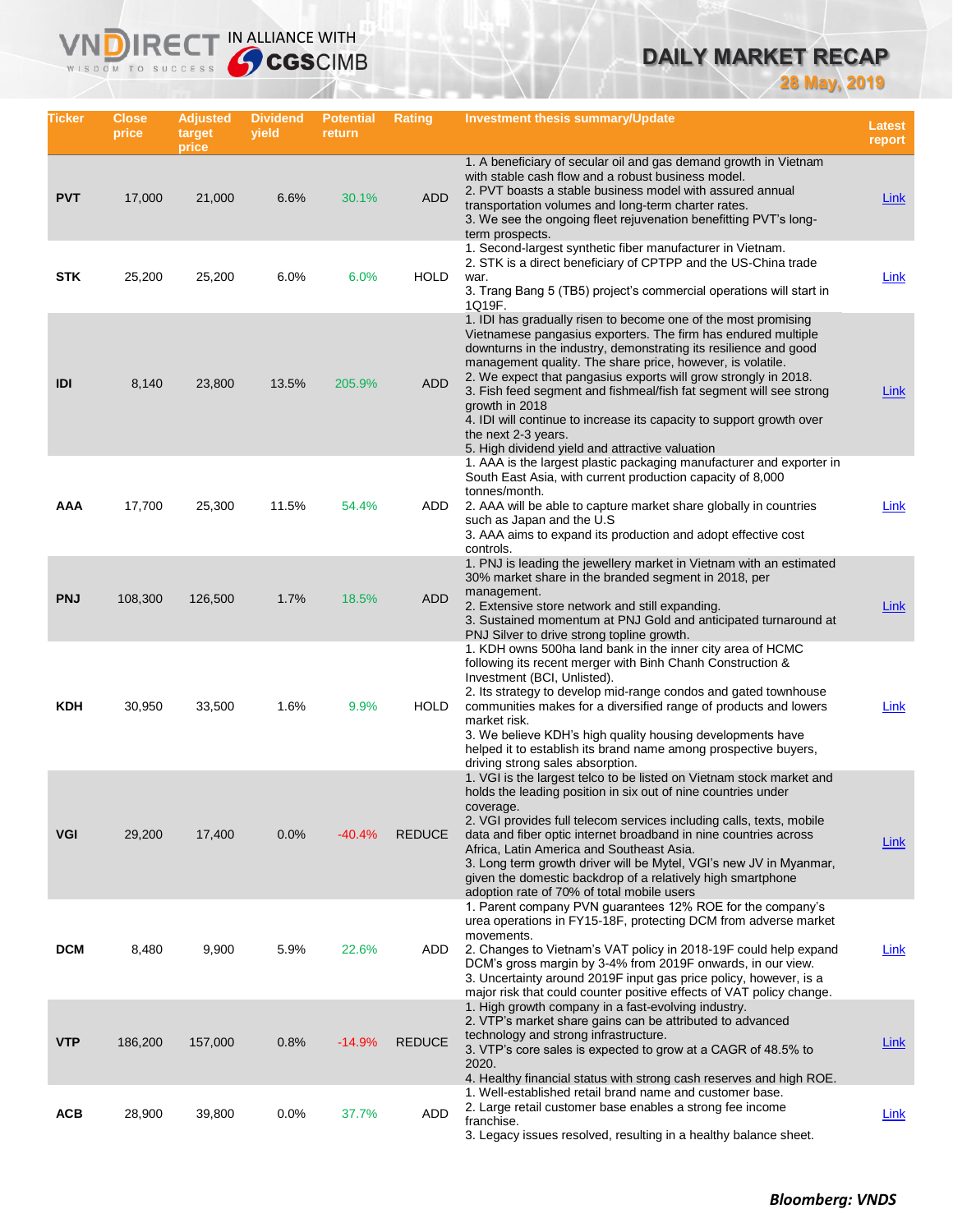# DAILY MARKET RECAP

**28 May, 2019**

| Ticker | Close price | Adjusted target price | Dividend yield | Potential return | Rating | Investment thesis summary/Update | Latest report |
|---|---|---|---|---|---|---|---|
| **PVT** | 17,000 | 21,000 | 6.6% | 30.1% | ADD | 1. A beneficiary of secular oil and gas demand growth in Vietnam with stable cash flow and a robust business model.<br>2. PVT boasts a stable business model with assured annual transportation volumes and long-term charter rates.<br>3. We see the ongoing fleet rejuvenation benefitting PVT's long-term prospects. | Link |
| **STK** | 25,200 | 25,200 | 6.0% | 6.0% | HOLD | 1. Second-largest synthetic fiber manufacturer in Vietnam.<br>2. STK is a direct beneficiary of CPTPP and the US-China trade war.<br>3. Trang Bang 5 (TB5) project's commercial operations will start in 1Q19F. | Link |
| **IDI** | 8,140 | 23,800 | 13.5% | 205.9% | ADD | 1. IDI has gradually risen to become one of the most promising Vietnamese pangasius exporters. The firm has endured multiple downturns in the industry, demonstrating its resilience and good management quality. The share price, however, is volatile.<br>2. We expect that pangasius exports will grow strongly in 2018.<br>3. Fish feed segment and fishmeal/fish fat segment will see strong growth in 2018<br>4. IDI will continue to increase its capacity to support growth over the next 2-3 years.<br>5. High dividend yield and attractive valuation | Link |
| **AAA** | 17,700 | 25,300 | 11.5% | 54.4% | ADD | 1. AAA is the largest plastic packaging manufacturer and exporter in South East Asia, with current production capacity of 8,000 tonnes/month.<br>2. AAA will be able to capture market share globally in countries such as Japan and the U.S<br>3. AAA aims to expand its production and adopt effective cost controls. | Link |
| **PNJ** | 108,300 | 126,500 | 1.7% | 18.5% | ADD | 1. PNJ is leading the jewellery market in Vietnam with an estimated 30% market share in the branded segment in 2018, per management.<br>2. Extensive store network and still expanding.<br>3. Sustained momentum at PNJ Gold and anticipated turnaround at PNJ Silver to drive strong topline growth. | Link |
| **KDH** | 30,950 | 33,500 | 1.6% | 9.9% | HOLD | 1. KDH owns 500ha land bank in the inner city area of HCMC following its recent merger with Binh Chanh Construction & Investment (BCI, Unlisted).<br>2. Its strategy to develop mid-range condos and gated townhouse communities makes for a diversified range of products and lowers market risk.<br>3. We believe KDH's high quality housing developments have helped it to establish its brand name among prospective buyers, driving strong sales absorption. | Link |
| **VGI** | 29,200 | 17,400 | 0.0% | -40.4% | REDUCE | 1. VGI is the largest telco to be listed on Vietnam stock market and holds the leading position in six out of nine countries under coverage.<br>2. VGI provides full telecom services including calls, texts, mobile data and fiber optic internet broadband in nine countries across Africa, Latin America and Southeast Asia.<br>3. Long term growth driver will be Mytel, VGI's new JV in Myanmar, given the domestic backdrop of a relatively high smartphone adoption rate of 70% of total mobile users | Link |
| **DCM** | 8,480 | 9,900 | 5.9% | 22.6% | ADD | 1. Parent company PVN guarantees 12% ROE for the company's urea operations in FY15-18F, protecting DCM from adverse market movements.<br>2. Changes to Vietnam's VAT policy in 2018-19F could help expand DCM's gross margin by 3-4% from 2019F onwards, in our view.<br>3. Uncertainty around 2019F input gas price policy, however, is a major risk that could counter positive effects of VAT policy change. | Link |
| **VTP** | 186,200 | 157,000 | 0.8% | -14.9% | REDUCE | 1. High growth company in a fast-evolving industry.<br>2. VTP's market share gains can be attributed to advanced technology and strong infrastructure.<br>3. VTP's core sales is expected to grow at a CAGR of 48.5% to 2020.<br>4. Healthy financial status with strong cash reserves and high ROE. | Link |
| **ACB** | 28,900 | 39,800 | 0.0% | 37.7% | ADD | 1. Well-established retail brand name and customer base.<br>2. Large retail customer base enables a strong fee income franchise.<br>3. Legacy issues resolved, resulting in a healthy balance sheet. | Link |

***Bloomberg: VNDS***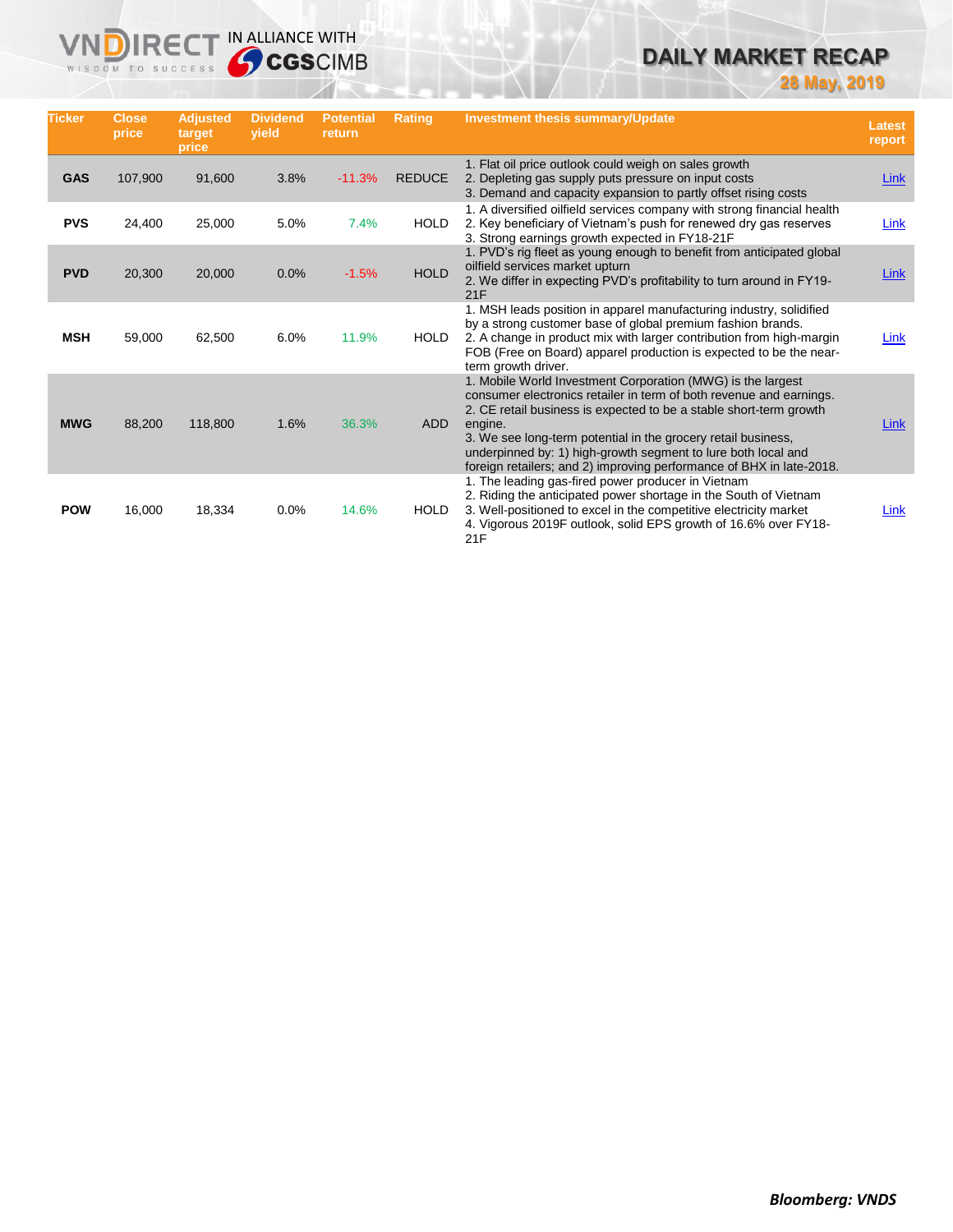| Ticker | Close price | Adjusted target price | Dividend yield | Potential return | Rating | Investment thesis summary/Update | Latest report |
|---|---|---|---|---|---|---|---|
| GAS | 107,900 | 91,600 | 3.8% | -11.3% | REDUCE | 1. Flat oil price outlook could weigh on sales growth<br>2. Depleting gas supply puts pressure on input costs<br>3. Demand and capacity expansion to partly offset rising costs | Link |
| PVS | 24,400 | 25,000 | 5.0% | 7.4% | HOLD | 1. A diversified oilfield services company with strong financial health<br>2. Key beneficiary of Vietnam's push for renewed dry gas reserves<br>3. Strong earnings growth expected in FY18-21F | Link |
| PVD | 20,300 | 20,000 | 0.0% | -1.5% | HOLD | 1. PVD's rig fleet as young enough to benefit from anticipated global oilfield services market upturn<br>2. We differ in expecting PVD's profitability to turn around in FY19-21F | Link |
| MSH | 59,000 | 62,500 | 6.0% | 11.9% | HOLD | 1. MSH leads position in apparel manufacturing industry, solidified by a strong customer base of global premium fashion brands.<br>2. A change in product mix with larger contribution from high-margin FOB (Free on Board) apparel production is expected to be the near-term growth driver. | Link |
| MWG | 88,200 | 118,800 | 1.6% | 36.3% | ADD | 1. Mobile World Investment Corporation (MWG) is the largest consumer electronics retailer in term of both revenue and earnings.<br>2. CE retail business is expected to be a stable short-term growth engine.<br>3. We see long-term potential in the grocery retail business, underpinned by: 1) high-growth segment to lure both local and foreign retailers; and 2) improving performance of BHX in late-2018. | Link |
| POW | 16,000 | 18,334 | 0.0% | 14.6% | HOLD | 1. The leading gas-fired power producer in Vietnam<br>2. Riding the anticipated power shortage in the South of Vietnam<br>3. Well-positioned to excel in the competitive electricity market<br>4. Vigorous 2019F outlook, solid EPS growth of 16.6% over FY18-21F | Link |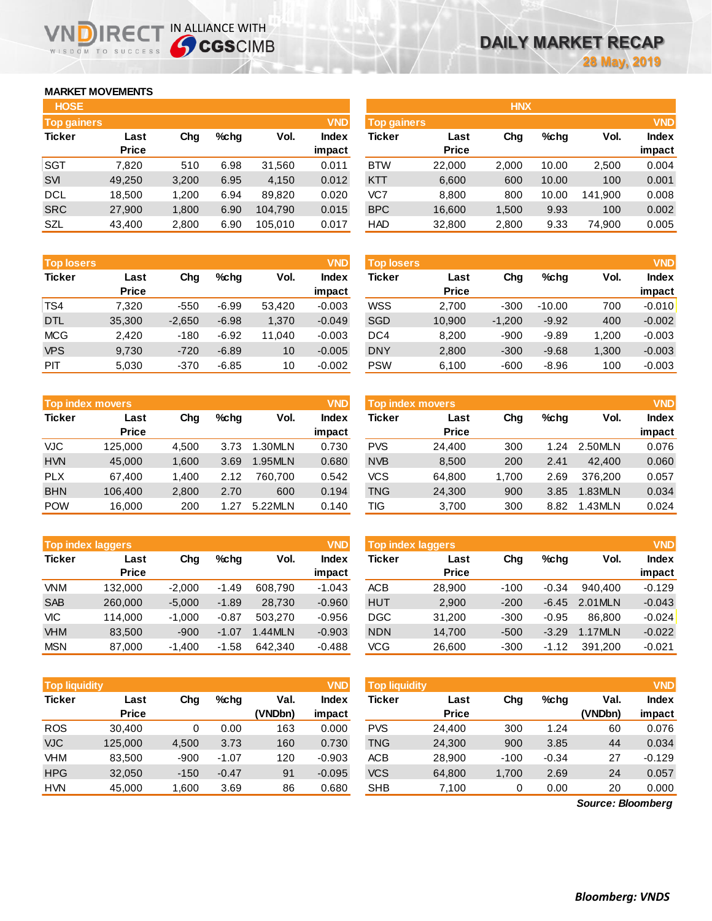# DAILY MARKET RECAP

28 May, 2019

## MARKET MOVEMENTS

### HOSE

**Top gainers** (VND)

| Ticker | Last Price | Chg | %chg | Vol. | Index impact |
|---|---|---|---|---|---|
| SGT | 7,820 | 510 | 6.98 | 31,560 | 0.011 |
| SVI | 49,250 | 3,200 | 6.95 | 4,150 | 0.012 |
| DCL | 18,500 | 1,200 | 6.94 | 89,820 | 0.020 |
| SRC | 27,900 | 1,800 | 6.90 | 104,790 | 0.015 |
| SZL | 43,400 | 2,800 | 6.90 | 105,010 | 0.017 |

**Top losers** (VND)

| Ticker | Last Price | Chg | %chg | Vol. | Index impact |
|---|---|---|---|---|---|
| TS4 | 7,320 | -550 | -6.99 | 53,420 | -0.003 |
| DTL | 35,300 | -2,650 | -6.98 | 1,370 | -0.049 |
| MCG | 2,420 | -180 | -6.92 | 11,040 | -0.003 |
| VPS | 9,730 | -720 | -6.89 | 10 | -0.005 |
| PIT | 5,030 | -370 | -6.85 | 10 | -0.002 |

**Top index movers** (VND)

| Ticker | Last Price | Chg | %chg | Vol. | Index impact |
|---|---|---|---|---|---|
| VJC | 125,000 | 4,500 | 3.73 | 1.30MLN | 0.730 |
| HVN | 45,000 | 1,600 | 3.69 | 1.95MLN | 0.680 |
| PLX | 67,400 | 1,400 | 2.12 | 760,700 | 0.542 |
| BHN | 106,400 | 2,800 | 2.70 | 600 | 0.194 |
| POW | 16,000 | 200 | 1.27 | 5.22MLN | 0.140 |

**Top index laggers** (VND)

| Ticker | Last Price | Chg | %chg | Vol. | Index impact |
|---|---|---|---|---|---|
| VNM | 132,000 | -2,000 | -1.49 | 608,790 | -1.043 |
| SAB | 260,000 | -5,000 | -1.89 | 28,730 | -0.960 |
| VIC | 114,000 | -1,000 | -0.87 | 503,270 | -0.956 |
| VHM | 83,500 | -900 | -1.07 | 1.44MLN | -0.903 |
| MSN | 87,000 | -1,400 | -1.58 | 642,340 | -0.488 |

**Top liquidity** (VND)

| Ticker | Last Price | Chg | %chg | Val. (VNDbn) | Index impact |
|---|---|---|---|---|---|
| ROS | 30,400 | 0 | 0.00 | 163 | 0.000 |
| VJC | 125,000 | 4,500 | 3.73 | 160 | 0.730 |
| VHM | 83,500 | -900 | -1.07 | 120 | -0.903 |
| HPG | 32,050 | -150 | -0.47 | 91 | -0.095 |
| HVN | 45,000 | 1,600 | 3.69 | 86 | 0.680 |

### HNX

**Top gainers** (VND)

| Ticker | Last Price | Chg | %chg | Vol. | Index impact |
|---|---|---|---|---|---|
| BTW | 22,000 | 2,000 | 10.00 | 2,500 | 0.004 |
| KTT | 6,600 | 600 | 10.00 | 100 | 0.001 |
| VC7 | 8,800 | 800 | 10.00 | 141,900 | 0.008 |
| BPC | 16,600 | 1,500 | 9.93 | 100 | 0.002 |
| HAD | 32,800 | 2,800 | 9.33 | 74,900 | 0.005 |

**Top losers** (VND)

| Ticker | Last Price | Chg | %chg | Vol. | Index impact |
|---|---|---|---|---|---|
| WSS | 2,700 | -300 | -10.00 | 700 | -0.010 |
| SGD | 10,900 | -1,200 | -9.92 | 400 | -0.002 |
| DC4 | 8,200 | -900 | -9.89 | 1,200 | -0.003 |
| DNY | 2,800 | -300 | -9.68 | 1,300 | -0.003 |
| PSW | 6,100 | -600 | -8.96 | 100 | -0.003 |

**Top index movers** (VND)

| Ticker | Last Price | Chg | %chg | Vol. | Index impact |
|---|---|---|---|---|---|
| PVS | 24,400 | 300 | 1.24 | 2.50MLN | 0.076 |
| NVB | 8,500 | 200 | 2.41 | 42,400 | 0.060 |
| VCS | 64,800 | 1,700 | 2.69 | 376,200 | 0.057 |
| TNG | 24,300 | 900 | 3.85 | 1.83MLN | 0.034 |
| TIG | 3,700 | 300 | 8.82 | 1.43MLN | 0.024 |

**Top index laggers** (VND)

| Ticker | Last Price | Chg | %chg | Vol. | Index impact |
|---|---|---|---|---|---|
| ACB | 28,900 | -100 | -0.34 | 940,400 | -0.129 |
| HUT | 2,900 | -200 | -6.45 | 2.01MLN | -0.043 |
| DGC | 31,200 | -300 | -0.95 | 86,800 | -0.024 |
| NDN | 14,700 | -500 | -3.29 | 1.17MLN | -0.022 |
| VCG | 26,600 | -300 | -1.12 | 391,200 | -0.021 |

**Top liquidity** (VND)

| Ticker | Last Price | Chg | %chg | Val. (VNDbn) | Index impact |
|---|---|---|---|---|---|
| PVS | 24,400 | 300 | 1.24 | 60 | 0.076 |
| TNG | 24,300 | 900 | 3.85 | 44 | 0.034 |
| ACB | 28,900 | -100 | -0.34 | 27 | -0.129 |
| VCS | 64,800 | 1,700 | 2.69 | 24 | 0.057 |
| SHB | 7,100 | 0 | 0.00 | 20 | 0.000 |

*Source: Bloomberg*

***Bloomberg: VNDS***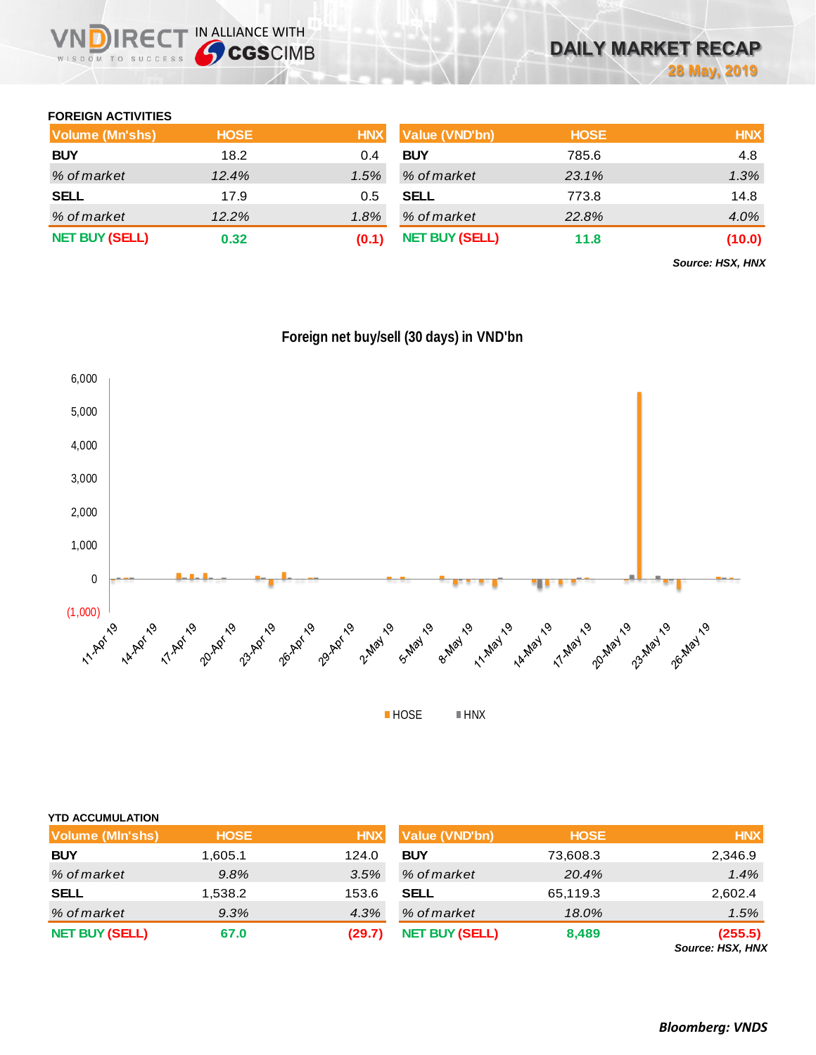## FOREIGN ACTIVITIES

| Volume (Mn'shs) | HOSE | HNX |
|---|---|---|
| **BUY** | 18.2 | 0.4 |
| *% of market* | *12.4%* | *1.5%* |
| **SELL** | 17.9 | 0.5 |
| *% of market* | *12.2%* | *1.8%* |
| **NET BUY (SELL)** | **0.32** | **(0.1)** |

| Value (VND'bn) | HOSE | HNX |
|---|---|---|
| **BUY** | 785.6 | 4.8 |
| *% of market* | *23.1%* | *1.3%* |
| **SELL** | 773.8 | 14.8 |
| *% of market* | *22.8%* | *4.0%* |
| **NET BUY (SELL)** | **11.8** | **(10.0)** |

***Source: HSX, HNX***

**Foreign net buy/sell (30 days) in VND'bn**

## YTD ACCUMULATION

| Volume (Mln'shs) | HOSE | HNX |
|---|---|---|
| **BUY** | 1,605.1 | 124.0 |
| *% of market* | *9.8%* | *3.5%* |
| **SELL** | 1,538.2 | 153.6 |
| *% of market* | *9.3%* | *4.3%* |
| **NET BUY (SELL)** | **67.0** | **(29.7)** |

| Value (VND'bn) | HOSE | HNX |
|---|---|---|
| **BUY** | 73,608.3 | 2,346.9 |
| *% of market* | *20.4%* | *1.4%* |
| **SELL** | 65,119.3 | 2,602.4 |
| *% of market* | *18.0%* | *1.5%* |
| **NET BUY (SELL)** | **8,489** | **(255.5)** |

***Source: HSX, HNX***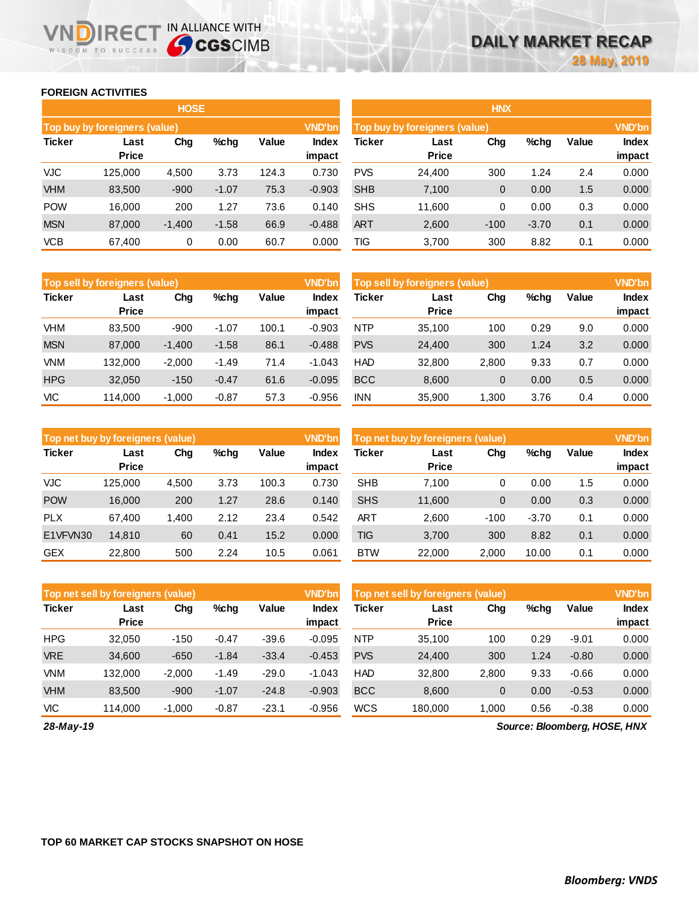## FOREIGN ACTIVITIES

### HOSE

| Top buy by foreigners (value) | | | | | VND'bn |
|---|---|---|---|---|---|
| Ticker | Last Price | Chg | %chg | Value | Index impact |
| VJC | 125,000 | 4,500 | 3.73 | 124.3 | 0.730 |
| VHM | 83,500 | -900 | -1.07 | 75.3 | -0.903 |
| POW | 16,000 | 200 | 1.27 | 73.6 | 0.140 |
| MSN | 87,000 | -1,400 | -1.58 | 66.9 | -0.488 |
| VCB | 67,400 | 0 | 0.00 | 60.7 | 0.000 |

| Top sell by foreigners (value) | | | | | VND'bn |
|---|---|---|---|---|---|
| Ticker | Last Price | Chg | %chg | Value | Index impact |
| VHM | 83,500 | -900 | -1.07 | 100.1 | -0.903 |
| MSN | 87,000 | -1,400 | -1.58 | 86.1 | -0.488 |
| VNM | 132,000 | -2,000 | -1.49 | 71.4 | -1.043 |
| HPG | 32,050 | -150 | -0.47 | 61.6 | -0.095 |
| VIC | 114,000 | -1,000 | -0.87 | 57.3 | -0.956 |

| Top net buy by foreigners (value) | | | | | VND'bn |
|---|---|---|---|---|---|
| Ticker | Last Price | Chg | %chg | Value | Index impact |
| VJC | 125,000 | 4,500 | 3.73 | 100.3 | 0.730 |
| POW | 16,000 | 200 | 1.27 | 28.6 | 0.140 |
| PLX | 67,400 | 1,400 | 2.12 | 23.4 | 0.542 |
| E1VFVN30 | 14,810 | 60 | 0.41 | 15.2 | 0.000 |
| GEX | 22,800 | 500 | 2.24 | 10.5 | 0.061 |

| Top net sell by foreigners (value) | | | | | VND'bn |
|---|---|---|---|---|---|
| Ticker | Last Price | Chg | %chg | Value | Index impact |
| HPG | 32,050 | -150 | -0.47 | -39.6 | -0.095 |
| VRE | 34,600 | -650 | -1.84 | -33.4 | -0.453 |
| VNM | 132,000 | -2,000 | -1.49 | -29.0 | -1.043 |
| VHM | 83,500 | -900 | -1.07 | -24.8 | -0.903 |
| VIC | 114,000 | -1,000 | -0.87 | -23.1 | -0.956 |

### HNX

| Top buy by foreigners (value) | | | | | VND'bn |
|---|---|---|---|---|---|
| Ticker | Last Price | Chg | %chg | Value | Index impact |
| PVS | 24,400 | 300 | 1.24 | 2.4 | 0.000 |
| SHB | 7,100 | 0 | 0.00 | 1.5 | 0.000 |
| SHS | 11,600 | 0 | 0.00 | 0.3 | 0.000 |
| ART | 2,600 | -100 | -3.70 | 0.1 | 0.000 |
| TIG | 3,700 | 300 | 8.82 | 0.1 | 0.000 |

| Top sell by foreigners (value) | | | | | VND'bn |
|---|---|---|---|---|---|
| Ticker | Last Price | Chg | %chg | Value | Index impact |
| NTP | 35,100 | 100 | 0.29 | 9.0 | 0.000 |
| PVS | 24,400 | 300 | 1.24 | 3.2 | 0.000 |
| HAD | 32,800 | 2,800 | 9.33 | 0.7 | 0.000 |
| BCC | 8,600 | 0 | 0.00 | 0.5 | 0.000 |
| INN | 35,900 | 1,300 | 3.76 | 0.4 | 0.000 |

| Top net buy by foreigners (value) | | | | | VND'bn |
|---|---|---|---|---|---|
| Ticker | Last Price | Chg | %chg | Value | Index impact |
| SHB | 7,100 | 0 | 0.00 | 1.5 | 0.000 |
| SHS | 11,600 | 0 | 0.00 | 0.3 | 0.000 |
| ART | 2,600 | -100 | -3.70 | 0.1 | 0.000 |
| TIG | 3,700 | 300 | 8.82 | 0.1 | 0.000 |
| BTW | 22,000 | 2,000 | 10.00 | 0.1 | 0.000 |

| Top net sell by foreigners (value) | | | | | VND'bn |
|---|---|---|---|---|---|
| Ticker | Last Price | Chg | %chg | Value | Index impact |
| NTP | 35,100 | 100 | 0.29 | -9.01 | 0.000 |
| PVS | 24,400 | 300 | 1.24 | -0.80 | 0.000 |
| HAD | 32,800 | 2,800 | 9.33 | -0.66 | 0.000 |
| BCC | 8,600 | 0 | 0.00 | -0.53 | 0.000 |
| WCS | 180,000 | 1,000 | 0.56 | -0.38 | 0.000 |

*28-May-19*

*Source: Bloomberg, HOSE, HNX*

## TOP 60 MARKET CAP STOCKS SNAPSHOT ON HOSE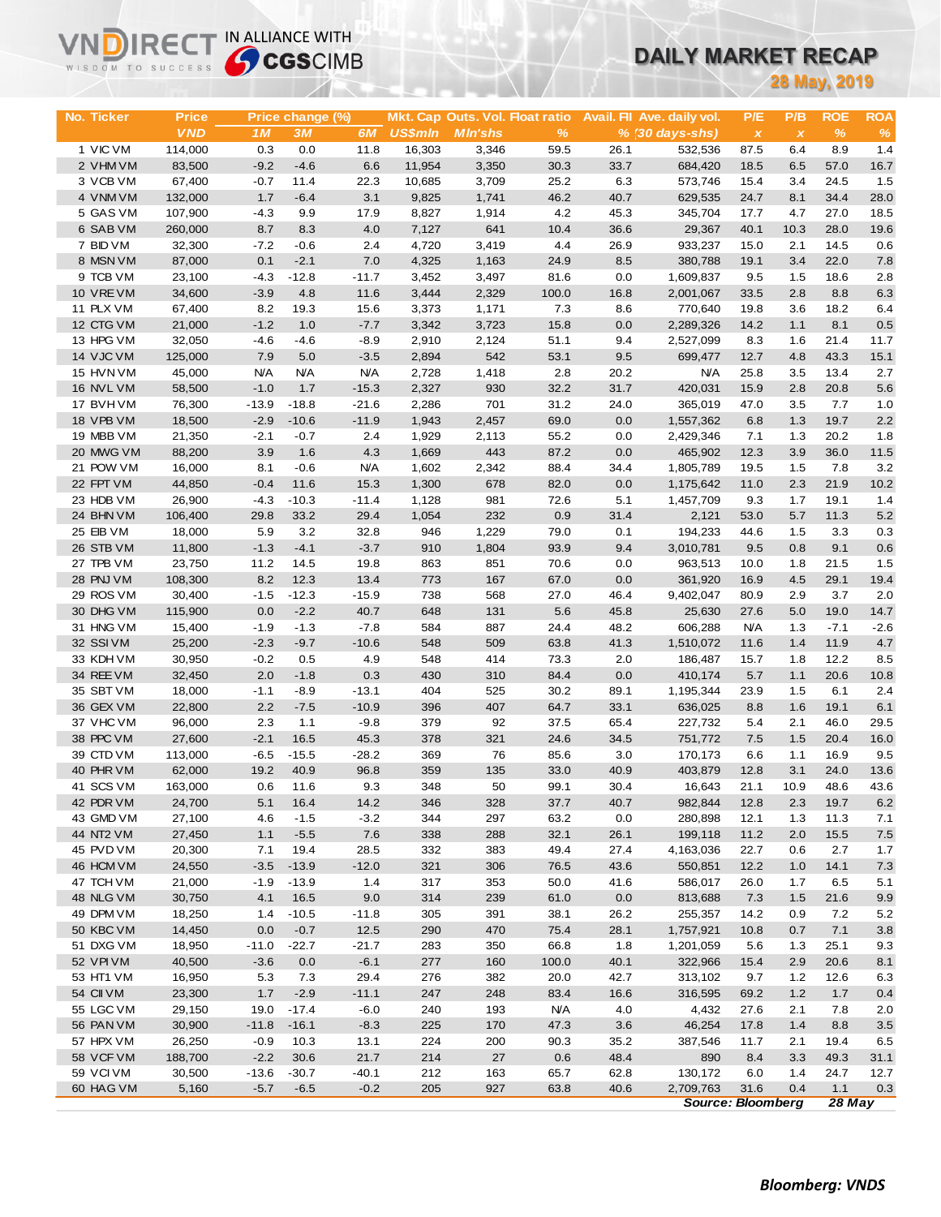# DAILY MARKET RECAP

**28 May, 2019**

| No. | Ticker | Price | Price change (%) | | | Mkt. Cap | Outs. Vol. | Float ratio | Avail. FII | Ave. daily vol. | P/E | P/B | ROE | ROA |
|---|---|---|---|---|---|---|---|---|---|---|---|---|---|---|
| | | VND | 1M | 3M | 6M | US$mln | Mln'shs | % | % | (30 days-shs) | x | x | % | % |
| 1 | VIC VM | 114,000 | 0.3 | 0.0 | 11.8 | 16,303 | 3,346 | 59.5 | 26.1 | 532,536 | 87.5 | 6.4 | 8.9 | 1.4 |
| 2 | VHM VM | 83,500 | -9.2 | -4.6 | 6.6 | 11,954 | 3,350 | 30.3 | 33.7 | 684,420 | 18.5 | 6.5 | 57.0 | 16.7 |
| 3 | VCB VM | 67,400 | -0.7 | 11.4 | 22.3 | 10,685 | 3,709 | 25.2 | 6.3 | 573,746 | 15.4 | 3.4 | 24.5 | 1.5 |
| 4 | VNM VM | 132,000 | 1.7 | -6.4 | 3.1 | 9,825 | 1,741 | 46.2 | 40.7 | 629,535 | 24.7 | 8.1 | 34.4 | 28.0 |
| 5 | GAS VM | 107,900 | -4.3 | 9.9 | 17.9 | 8,827 | 1,914 | 4.2 | 45.3 | 345,704 | 17.7 | 4.7 | 27.0 | 18.5 |
| 6 | SAB VM | 260,000 | 8.7 | 8.3 | 4.0 | 7,127 | 641 | 10.4 | 36.6 | 29,367 | 40.1 | 10.3 | 28.0 | 19.6 |
| 7 | BID VM | 32,300 | -7.2 | -0.6 | 2.4 | 4,720 | 3,419 | 4.4 | 26.9 | 933,237 | 15.0 | 2.1 | 14.5 | 0.6 |
| 8 | MSN VM | 87,000 | 0.1 | -2.1 | 7.0 | 4,325 | 1,163 | 24.9 | 8.5 | 380,788 | 19.1 | 3.4 | 22.0 | 7.8 |
| 9 | TCB VM | 23,100 | -4.3 | -12.8 | -11.7 | 3,452 | 3,497 | 81.6 | 0.0 | 1,609,837 | 9.5 | 1.5 | 18.6 | 2.8 |
| 10 | VRE VM | 34,600 | -3.9 | 4.8 | 11.6 | 3,444 | 2,329 | 100.0 | 16.8 | 2,001,067 | 33.5 | 2.8 | 8.8 | 6.3 |
| 11 | PLX VM | 67,400 | 8.2 | 19.3 | 15.6 | 3,373 | 1,171 | 7.3 | 8.6 | 770,640 | 19.8 | 3.6 | 18.2 | 6.4 |
| 12 | CTG VM | 21,000 | -1.2 | 1.0 | -7.7 | 3,342 | 3,723 | 15.8 | 0.0 | 2,289,326 | 14.2 | 1.1 | 8.1 | 0.5 |
| 13 | HPG VM | 32,050 | -4.6 | -4.6 | -8.9 | 2,910 | 2,124 | 51.1 | 9.4 | 2,527,099 | 8.3 | 1.6 | 21.4 | 11.7 |
| 14 | VJC VM | 125,000 | 7.9 | 5.0 | -3.5 | 2,894 | 542 | 53.1 | 9.5 | 699,477 | 12.7 | 4.8 | 43.3 | 15.1 |
| 15 | HVN VM | 45,000 | N/A | N/A | N/A | 2,728 | 1,418 | 2.8 | 20.2 | N/A | 25.8 | 3.5 | 13.4 | 2.7 |
| 16 | NVL VM | 58,500 | -1.0 | 1.7 | -15.3 | 2,327 | 930 | 32.2 | 31.7 | 420,031 | 15.9 | 2.8 | 20.8 | 5.6 |
| 17 | BVH VM | 76,300 | -13.9 | -18.8 | -21.6 | 2,286 | 701 | 31.2 | 24.0 | 365,019 | 47.0 | 3.5 | 7.7 | 1.0 |
| 18 | VPB VM | 18,500 | -2.9 | -10.6 | -11.9 | 1,943 | 2,457 | 69.0 | 0.0 | 1,557,362 | 6.8 | 1.3 | 19.7 | 2.2 |
| 19 | MBB VM | 21,350 | -2.1 | -0.7 | 2.4 | 1,929 | 2,113 | 55.2 | 0.0 | 2,429,346 | 7.1 | 1.3 | 20.2 | 1.8 |
| 20 | MWG VM | 88,200 | 3.9 | 1.6 | 4.3 | 1,669 | 443 | 87.2 | 0.0 | 465,902 | 12.3 | 3.9 | 36.0 | 11.5 |
| 21 | POW VM | 16,000 | 8.1 | -0.6 | N/A | 1,602 | 2,342 | 88.4 | 34.4 | 1,805,789 | 19.5 | 1.5 | 7.8 | 3.2 |
| 22 | FPT VM | 44,850 | -0.4 | 11.6 | 15.3 | 1,300 | 678 | 82.0 | 0.0 | 1,175,642 | 11.0 | 2.3 | 21.9 | 10.2 |
| 23 | HDB VM | 26,900 | -4.3 | -10.3 | -11.4 | 1,128 | 981 | 72.6 | 5.1 | 1,457,709 | 9.3 | 1.7 | 19.1 | 1.4 |
| 24 | BHN VM | 106,400 | 29.8 | 33.2 | 29.4 | 1,054 | 232 | 0.9 | 31.4 | 2,121 | 53.0 | 5.7 | 11.3 | 5.2 |
| 25 | EIB VM | 18,000 | 5.9 | 3.2 | 32.8 | 946 | 1,229 | 79.0 | 0.1 | 194,233 | 44.6 | 1.5 | 3.3 | 0.3 |
| 26 | STB VM | 11,800 | -1.3 | -4.1 | -3.7 | 910 | 1,804 | 93.9 | 9.4 | 3,010,781 | 9.5 | 0.8 | 9.1 | 0.6 |
| 27 | TPB VM | 23,750 | 11.2 | 14.5 | 19.8 | 863 | 851 | 70.6 | 0.0 | 963,513 | 10.0 | 1.8 | 21.5 | 1.5 |
| 28 | PNJ VM | 108,300 | 8.2 | 12.3 | 13.4 | 773 | 167 | 67.0 | 0.0 | 361,920 | 16.9 | 4.5 | 29.1 | 19.4 |
| 29 | ROS VM | 30,400 | -1.5 | -12.3 | -15.9 | 738 | 568 | 27.0 | 46.4 | 9,402,047 | 80.9 | 2.9 | 3.7 | 2.0 |
| 30 | DHG VM | 115,900 | 0.0 | -2.2 | 40.7 | 648 | 131 | 5.6 | 45.8 | 25,630 | 27.6 | 5.0 | 19.0 | 14.7 |
| 31 | HNG VM | 15,400 | -1.9 | -1.3 | -7.8 | 584 | 887 | 24.4 | 48.2 | 606,288 | N/A | 1.3 | -7.1 | -2.6 |
| 32 | SSI VM | 25,200 | -2.3 | -9.7 | -10.6 | 548 | 509 | 63.8 | 41.3 | 1,510,072 | 11.6 | 1.4 | 11.9 | 4.7 |
| 33 | KDH VM | 30,950 | -0.2 | 0.5 | 4.9 | 548 | 414 | 73.3 | 2.0 | 186,487 | 15.7 | 1.8 | 12.2 | 8.5 |
| 34 | REE VM | 32,450 | 2.0 | -1.8 | 0.3 | 430 | 310 | 84.4 | 0.0 | 410,174 | 5.7 | 1.1 | 20.6 | 10.8 |
| 35 | SBT VM | 18,000 | -1.1 | -8.9 | -13.1 | 404 | 525 | 30.2 | 89.1 | 1,195,344 | 23.9 | 1.5 | 6.1 | 2.4 |
| 36 | GEX VM | 22,800 | 2.2 | -7.5 | -10.9 | 396 | 407 | 64.7 | 33.1 | 636,025 | 8.8 | 1.6 | 19.1 | 6.1 |
| 37 | VHC VM | 96,000 | 2.3 | 1.1 | -9.8 | 379 | 92 | 37.5 | 65.4 | 227,732 | 5.4 | 2.1 | 46.0 | 29.5 |
| 38 | PPC VM | 27,600 | -2.1 | 16.5 | 45.3 | 378 | 321 | 24.6 | 34.5 | 751,772 | 7.5 | 1.5 | 20.4 | 16.0 |
| 39 | CTD VM | 113,000 | -6.5 | -15.5 | -28.2 | 369 | 76 | 85.6 | 3.0 | 170,173 | 6.6 | 1.1 | 16.9 | 9.5 |
| 40 | PHR VM | 62,000 | 19.2 | 40.9 | 96.8 | 359 | 135 | 33.0 | 40.9 | 403,879 | 12.8 | 3.1 | 24.0 | 13.6 |
| 41 | SCS VM | 163,000 | 0.6 | 11.6 | 9.3 | 348 | 50 | 99.1 | 30.4 | 16,643 | 21.1 | 10.9 | 48.6 | 43.6 |
| 42 | PDR VM | 24,700 | 5.1 | 16.4 | 14.2 | 346 | 328 | 37.7 | 40.7 | 982,844 | 12.8 | 2.3 | 19.7 | 6.2 |
| 43 | GMD VM | 27,100 | 4.6 | -1.5 | -3.2 | 344 | 297 | 63.2 | 0.0 | 280,898 | 12.1 | 1.3 | 11.3 | 7.1 |
| 44 | NT2 VM | 27,450 | 1.1 | -5.5 | 7.6 | 338 | 288 | 32.1 | 26.1 | 199,118 | 11.2 | 2.0 | 15.5 | 7.5 |
| 45 | PVD VM | 20,300 | 7.1 | 19.4 | 28.5 | 332 | 383 | 49.4 | 27.4 | 4,163,036 | 22.7 | 0.6 | 2.7 | 1.7 |
| 46 | HCM VM | 24,550 | -3.5 | -13.9 | -12.0 | 321 | 306 | 76.5 | 43.6 | 550,851 | 12.2 | 1.0 | 14.1 | 7.3 |
| 47 | TCH VM | 21,000 | -1.9 | -13.9 | 1.4 | 317 | 353 | 50.0 | 41.6 | 586,017 | 26.0 | 1.7 | 6.5 | 5.1 |
| 48 | NLG VM | 30,750 | 4.1 | 16.5 | 9.0 | 314 | 239 | 61.0 | 0.0 | 813,688 | 7.3 | 1.5 | 21.6 | 9.9 |
| 49 | DPM VM | 18,250 | 1.4 | -10.5 | -11.8 | 305 | 391 | 38.1 | 26.2 | 255,357 | 14.2 | 0.9 | 7.2 | 5.2 |
| 50 | KBC VM | 14,450 | 0.0 | -0.7 | 12.5 | 290 | 470 | 75.4 | 28.1 | 1,757,921 | 10.8 | 0.7 | 7.1 | 3.8 |
| 51 | DXG VM | 18,950 | -11.0 | -22.7 | -21.7 | 283 | 350 | 66.8 | 1.8 | 1,201,059 | 5.6 | 1.3 | 25.1 | 9.3 |
| 52 | VPI VM | 40,500 | -3.6 | 0.0 | -6.1 | 277 | 160 | 100.0 | 40.1 | 322,966 | 15.4 | 2.9 | 20.6 | 8.1 |
| 53 | HT1 VM | 16,950 | 5.3 | 7.3 | 29.4 | 276 | 382 | 20.0 | 42.7 | 313,102 | 9.7 | 1.2 | 12.6 | 6.3 |
| 54 | CII VM | 23,300 | 1.7 | -2.9 | -11.1 | 247 | 248 | 83.4 | 16.6 | 316,595 | 69.2 | 1.2 | 1.7 | 0.4 |
| 55 | LGC VM | 29,150 | 19.0 | -17.4 | -6.0 | 240 | 193 | N/A | 4.0 | 4,432 | 27.6 | 2.1 | 7.8 | 2.0 |
| 56 | PAN VM | 30,900 | -11.8 | -16.1 | -8.3 | 225 | 170 | 47.3 | 3.6 | 46,254 | 17.8 | 1.4 | 8.8 | 3.5 |
| 57 | HPX VM | 26,250 | -0.9 | 10.3 | 13.1 | 224 | 200 | 90.3 | 35.2 | 387,546 | 11.7 | 2.1 | 19.4 | 6.5 |
| 58 | VCF VM | 188,700 | -2.2 | 30.6 | 21.7 | 214 | 27 | 0.6 | 48.4 | 890 | 8.4 | 3.3 | 49.3 | 31.1 |
| 59 | VCI VM | 30,500 | -13.6 | -30.7 | -40.1 | 212 | 163 | 65.7 | 62.8 | 130,172 | 6.0 | 1.4 | 24.7 | 12.7 |
| 60 | HAG VM | 5,160 | -5.7 | -6.5 | -0.2 | 205 | 927 | 63.8 | 40.6 | 2,709,763 | 31.6 | 0.4 | 1.1 | 0.3 |

*Source: Bloomberg* *28 May*

***Bloomberg: VNDS***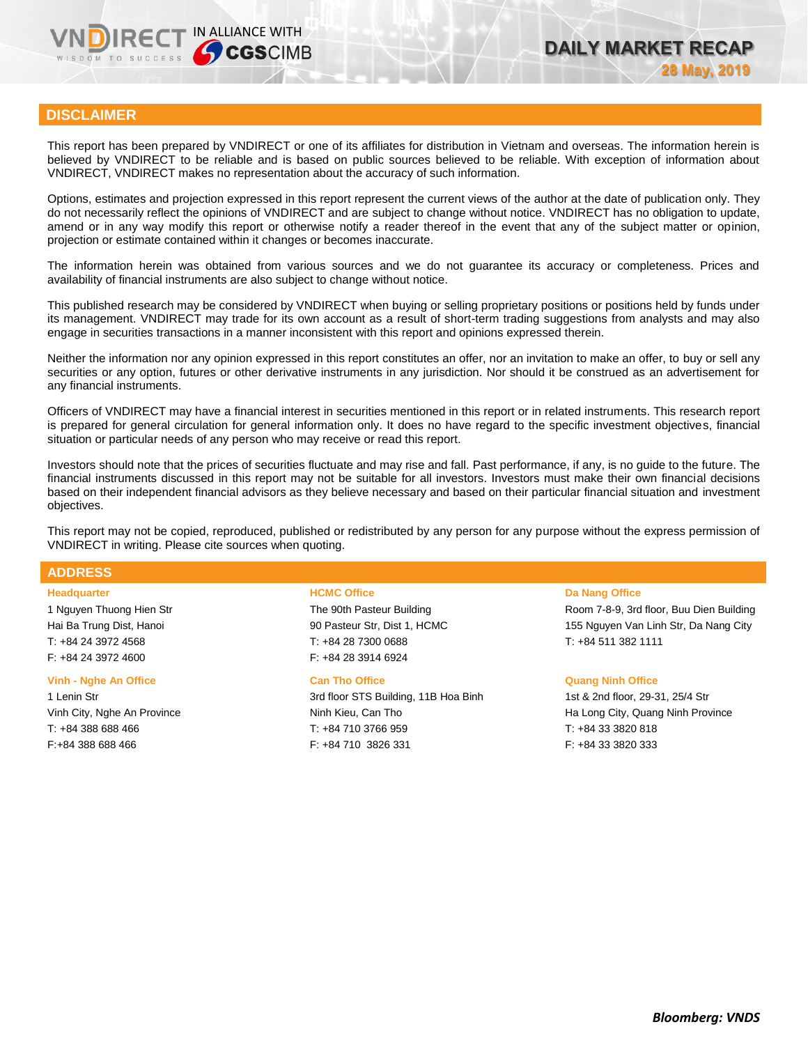## DISCLAIMER

This report has been prepared by VNDIRECT or one of its affiliates for distribution in Vietnam and overseas. The information herein is believed by VNDIRECT to be reliable and is based on public sources believed to be reliable. With exception of information about VNDIRECT, VNDIRECT makes no representation about the accuracy of such information.

Options, estimates and projection expressed in this report represent the current views of the author at the date of publication only. They do not necessarily reflect the opinions of VNDIRECT and are subject to change without notice. VNDIRECT has no obligation to update, amend or in any way modify this report or otherwise notify a reader thereof in the event that any of the subject matter or opinion, projection or estimate contained within it changes or becomes inaccurate.

The information herein was obtained from various sources and we do not guarantee its accuracy or completeness. Prices and availability of financial instruments are also subject to change without notice.

This published research may be considered by VNDIRECT when buying or selling proprietary positions or positions held by funds under its management. VNDIRECT may trade for its own account as a result of short-term trading suggestions from analysts and may also engage in securities transactions in a manner inconsistent with this report and opinions expressed therein.

Neither the information nor any opinion expressed in this report constitutes an offer, nor an invitation to make an offer, to buy or sell any securities or any option, futures or other derivative instruments in any jurisdiction. Nor should it be construed as an advertisement for any financial instruments.

Officers of VNDIRECT may have a financial interest in securities mentioned in this report or in related instruments. This research report is prepared for general circulation for general information only. It does no have regard to the specific investment objectives, financial situation or particular needs of any person who may receive or read this report.

Investors should note that the prices of securities fluctuate and may rise and fall. Past performance, if any, is no guide to the future. The financial instruments discussed in this report may not be suitable for all investors. Investors must make their own financial decisions based on their independent financial advisors as they believe necessary and based on their particular financial situation and investment objectives.

This report may not be copied, reproduced, published or redistributed by any person for any purpose without the express permission of VNDIRECT in writing. Please cite sources when quoting.

## ADDRESS

**Headquarter**
1 Nguyen Thuong Hien Str
Hai Ba Trung Dist, Hanoi
T: +84 24 3972 4568
F: +84 24 3972 4600

**HCMC Office**
The 90th Pasteur Building
90 Pasteur Str, Dist 1, HCMC
T: +84 28 7300 0688
F: +84 28 3914 6924

**Da Nang Office**
Room 7-8-9, 3rd floor, Buu Dien Building
155 Nguyen Van Linh Str, Da Nang City
T: +84 511 382 1111

**Vinh - Nghe An Office**
1 Lenin Str
Vinh City, Nghe An Province
T: +84 388 688 466
F:+84 388 688 466

**Can Tho Office**
3rd floor STS Building, 11B Hoa Binh
Ninh Kieu, Can Tho
T: +84 710 3766 959
F: +84 710 3826 331

**Quang Ninh Office**
1st & 2nd floor, 29-31, 25/4 Str
Ha Long City, Quang Ninh Province
T: +84 33 3820 818
F: +84 33 3820 333

***Bloomberg: VNDS***